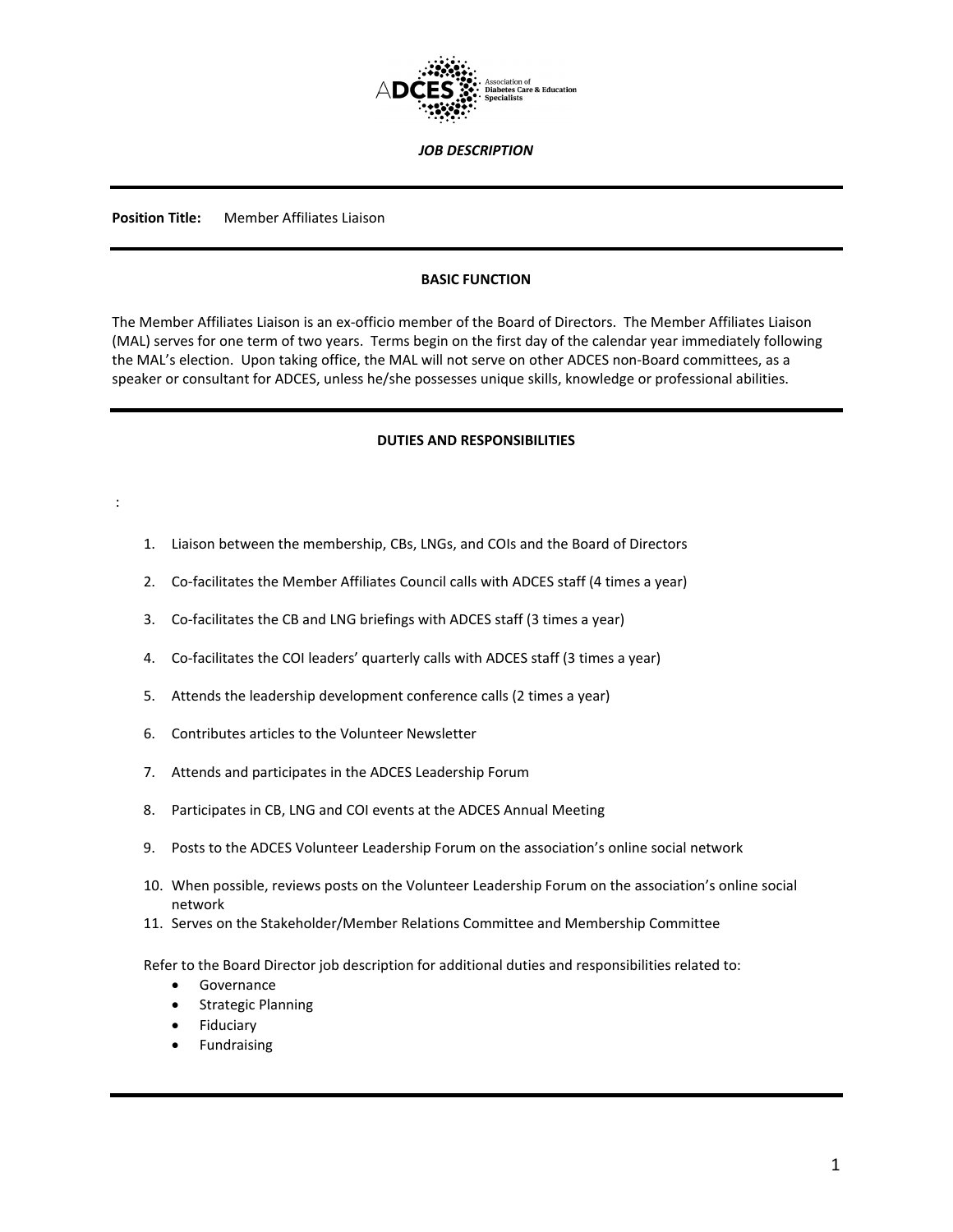ADCES Association of Diabetes Care & Education Specialists

***JOB DESCRIPTION***

---

**Position Title:** Member Affiliates Liaison

---

## BASIC FUNCTION

The Member Affiliates Liaison is an ex-officio member of the Board of Directors. The Member Affiliates Liaison (MAL) serves for one term of two years. Terms begin on the first day of the calendar year immediately following the MAL's election. Upon taking office, the MAL will not serve on other ADCES non-Board committees, as a speaker or consultant for ADCES, unless he/she possesses unique skills, knowledge or professional abilities.

---

## DUTIES AND RESPONSIBILITIES

:

1. Liaison between the membership, CBs, LNGs, and COIs and the Board of Directors
2. Co-facilitates the Member Affiliates Council calls with ADCES staff (4 times a year)
3. Co-facilitates the CB and LNG briefings with ADCES staff (3 times a year)
4. Co-facilitates the COI leaders' quarterly calls with ADCES staff (3 times a year)
5. Attends the leadership development conference calls (2 times a year)
6. Contributes articles to the Volunteer Newsletter
7. Attends and participates in the ADCES Leadership Forum
8. Participates in CB, LNG and COI events at the ADCES Annual Meeting
9. Posts to the ADCES Volunteer Leadership Forum on the association's online social network
10. When possible, reviews posts on the Volunteer Leadership Forum on the association's online social network
11. Serves on the Stakeholder/Member Relations Committee and Membership Committee

Refer to the Board Director job description for additional duties and responsibilities related to:

- Governance
- Strategic Planning
- Fiduciary
- Fundraising

---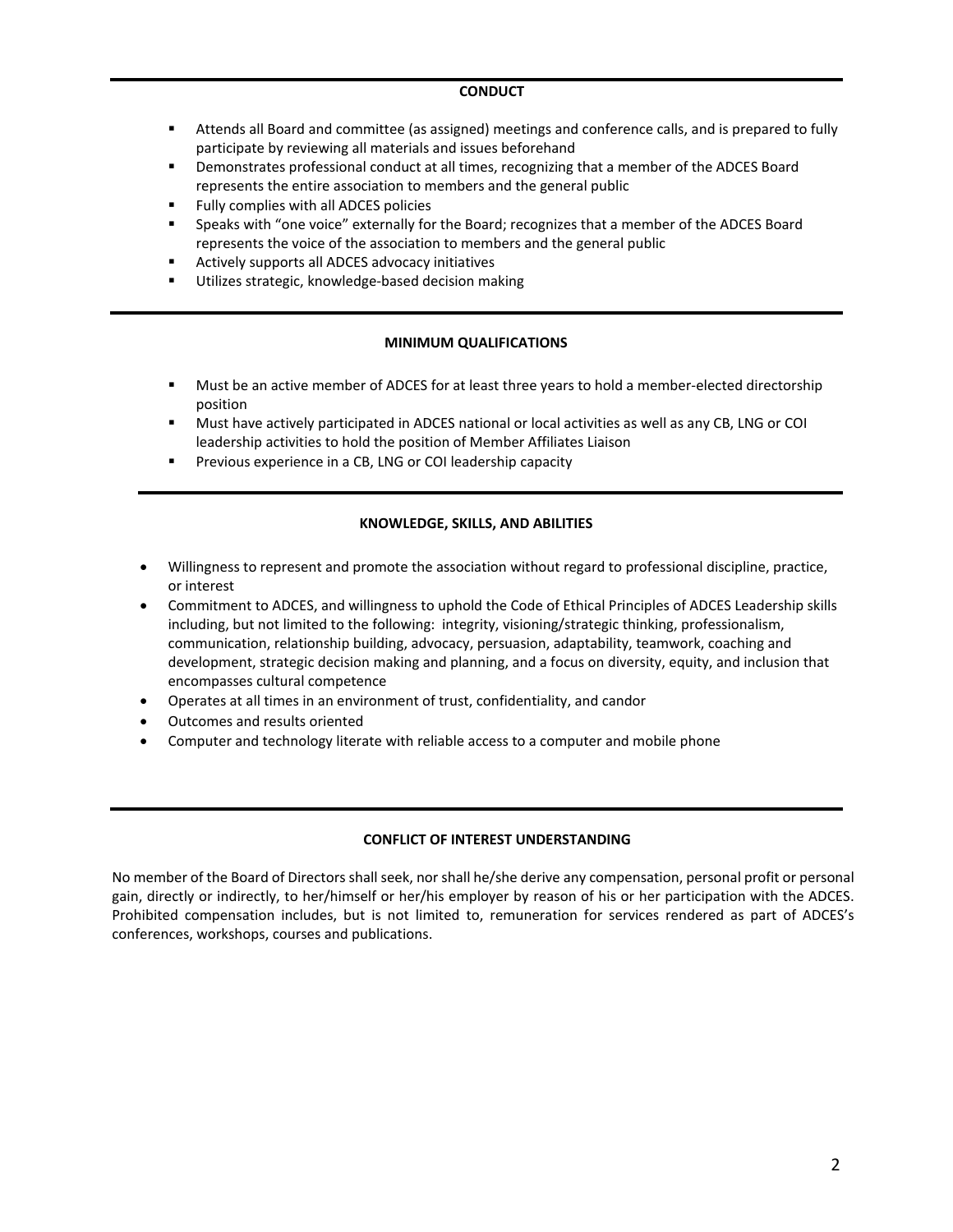## CONDUCT

- Attends all Board and committee (as assigned) meetings and conference calls, and is prepared to fully participate by reviewing all materials and issues beforehand
- Demonstrates professional conduct at all times, recognizing that a member of the ADCES Board represents the entire association to members and the general public
- Fully complies with all ADCES policies
- Speaks with "one voice" externally for the Board; recognizes that a member of the ADCES Board represents the voice of the association to members and the general public
- Actively supports all ADCES advocacy initiatives
- Utilizes strategic, knowledge-based decision making

## MINIMUM QUALIFICATIONS

- Must be an active member of ADCES for at least three years to hold a member-elected directorship position
- Must have actively participated in ADCES national or local activities as well as any CB, LNG or COI leadership activities to hold the position of Member Affiliates Liaison
- Previous experience in a CB, LNG or COI leadership capacity

## KNOWLEDGE, SKILLS, AND ABILITIES

- Willingness to represent and promote the association without regard to professional discipline, practice, or interest
- Commitment to ADCES, and willingness to uphold the Code of Ethical Principles of ADCES Leadership skills including, but not limited to the following: integrity, visioning/strategic thinking, professionalism, communication, relationship building, advocacy, persuasion, adaptability, teamwork, coaching and development, strategic decision making and planning, and a focus on diversity, equity, and inclusion that encompasses cultural competence
- Operates at all times in an environment of trust, confidentiality, and candor
- Outcomes and results oriented
- Computer and technology literate with reliable access to a computer and mobile phone

## CONFLICT OF INTEREST UNDERSTANDING

No member of the Board of Directors shall seek, nor shall he/she derive any compensation, personal profit or personal gain, directly or indirectly, to her/himself or her/his employer by reason of his or her participation with the ADCES. Prohibited compensation includes, but is not limited to, remuneration for services rendered as part of ADCES's conferences, workshops, courses and publications.